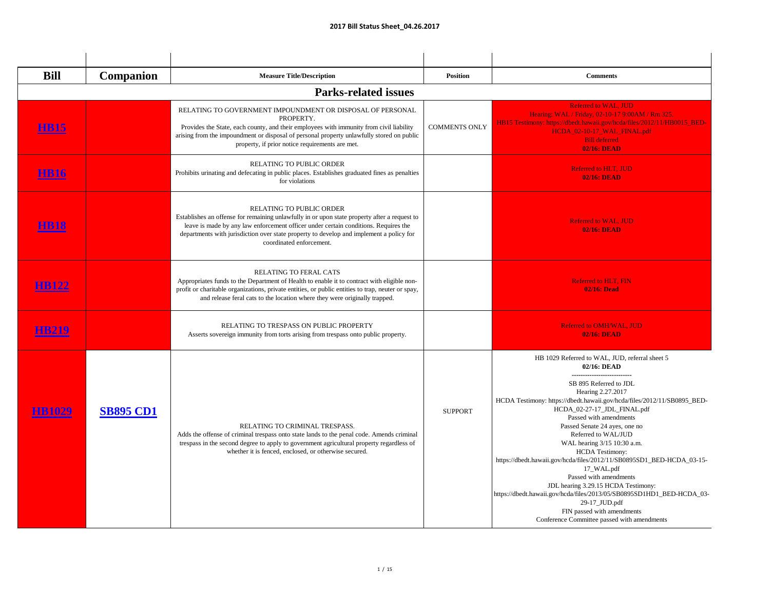# 2017 Bill Status Sheet_04.26.2017

| Bill | Companion | Measure Title/Description | Position | Comments |
|---|---|---|---|---|
| **Parks-related issues** | | | | |
| [HB15] | | RELATING TO GOVERNMENT IMPOUNDMENT OR DISPOSAL OF PERSONAL PROPERTY.<br>Provides the State, each county, and their employees with immunity from civil liability arising from the impoundment or disposal of personal property unlawfully stored on public property, if prior notice requirements are met. | COMMENTS ONLY | Referred to WAL, JUD<br>Hearing: WAL / Friday, 02-10-17 9:00AM / Rm 325.<br>HB15 Testimony: https://dbedt.hawaii.gov/hcda/files/2012/11/HB0015_BED-HCDA_02-10-17_WAL_FINAL.pdf<br>Bill deferred<br>**02/16: DEAD** |
| [HB16] | | RELATING TO PUBLIC ORDER<br>Prohibits urinating and defecating in public places. Establishes graduated fines as penalties for violations | | Referred to HLT, JUD<br>**02/16: DEAD** |
| [HB18] | | RELATING TO PUBLIC ORDER<br>Establishes an offense for remaining unlawfully in or upon state property after a request to leave is made by any law enforcement officer under certain conditions. Requires the departments with jurisdiction over state property to develop and implement a policy for coordinated enforcement. | | Referred to WAL, JUD<br>**02/16: DEAD** |
| [HB122] | | RELATING TO FERAL CATS<br>Appropriates funds to the Department of Health to enable it to contract with eligible non-profit or charitable organizations, private entities, or public entities to trap, neuter or spay, and release feral cats to the location where they were originally trapped. | | Referred to HLT, FIN<br>**02/16: Dead** |
| [HB219] | | RELATING TO TRESPASS ON PUBLIC PROPERTY<br>Asserts sovereign immunity from torts arising from trespass onto public property. | | Referred to OMH/WAL, JUD<br>**02/16: DEAD** |
| [HB1029] | [SB895 CD1] | RELATING TO CRIMINAL TRESPASS.<br>Adds the offense of criminal trespass onto state lands to the penal code. Amends criminal trespass in the second degree to apply to government agricultural property regardless of whether it is fenced, enclosed, or otherwise secured. | SUPPORT | HB 1029 Referred to WAL, JUD, referral sheet 5<br>**02/16: DEAD**<br>--------------------------<br>SB 895 Referred to JDL<br>Hearing 2.27.2017<br>HCDA Testimony: https://dbedt.hawaii.gov/hcda/files/2012/11/SB0895_BED-HCDA_02-27-17_JDL_FINAL.pdf<br>Passed with amendments<br>Passed Senate 24 ayes, one no<br>Referred to WAL/JUD<br>WAL hearing 3/15 10:30 a.m.<br>HCDA Testimony:<br>https://dbedt.hawaii.gov/hcda/files/2012/11/SB0895SD1_BED-HCDA_03-15-17_WAL.pdf<br>Passed with amendments<br>JDL hearing 3.29.15 HCDA Testimony:<br>https://dbedt.hawaii.gov/hcda/files/2013/05/SB0895SD1HD1_BED-HCDA_03-29-17_JUD.pdf<br>FIN passed with amendments<br>Conference Committee passed with amendments |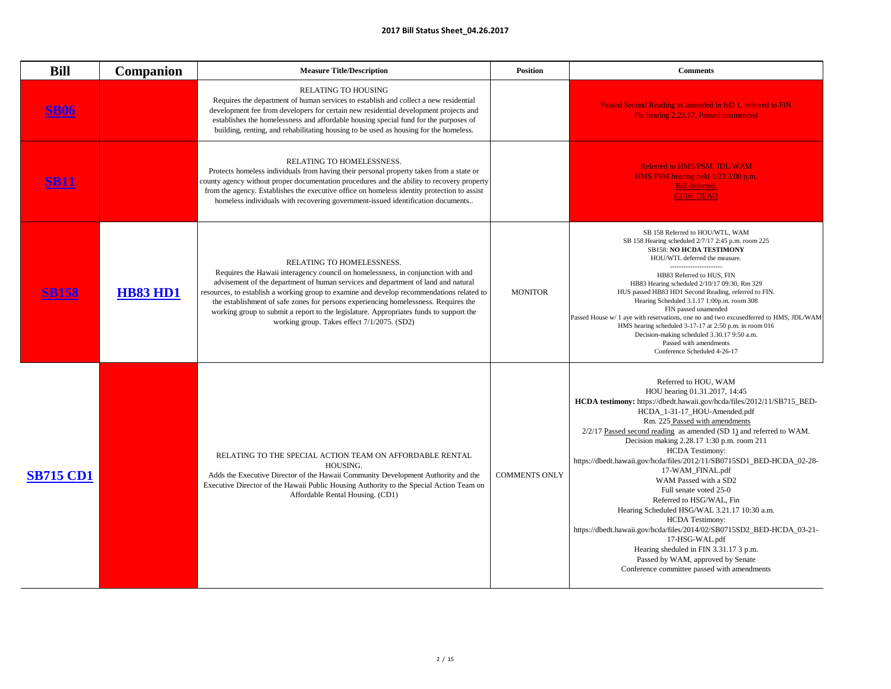| Bill | Companion | Measure Title/Description | Position | Comments |
|---|---|---|---|---|
| SB06 | | RELATING TO HOUSING<br>Requires the department of human services to establish and collect a new residential development fee from developers for certain new residential development projects and establishes the homelessness and affordable housing special fund for the purposes of building, renting, and rehabilitating housing to be used as housing for the homeless. | | Passed Second Reading as amended in HD 1, referred to FIN<br>Fin hearing 2.23.17. Passed unamended |
| SB11 | | RELATING TO HOMELESSNESS.<br>Protects homeless individuals from having their personal property taken from a state or county agency without proper documentation procedures and the ability to recovery property from the agency. Establishes the executive office on homeless identity protection to assist homeless individuals with recovering government-issued identification documents.. | | Referred to HMS/PSM, JDL/WAM<br>HMS PSM hearing held 1/23 3:00 p.m.<br>Bill deferred.<br>02/16: DEAD |
| SB158 | HB83 HD1 | RELATING TO HOMELESSNESS.<br>Requires the Hawaii interagency council on homelessness, in conjunction with and advisement of the department of human services and department of land and natural resources, to establish a working group to examine and develop recommendations related to the establishment of safe zones for persons experiencing homelessness. Requires the working group to submit a report to the legislature. Appropriates funds to support the working group. Takes effect 7/1/2075. (SD2) | MONITOR | SB 158 Referred to HOU/WTL, WAM<br>SB 158 Hearing scheduled 2/7/17 2:45 p.m. room 225<br>SB158: **NO HCDA TESTIMONY**<br>HOU/WTL deferred the measure.<br>----------------------<br>HB83 Referred to HUS, FIN<br>HB83 Hearing scheduled 2/10/17 09:30, Rm 329<br>HUS passed HB83 HD1 Second Reading, referred to FIN.<br>Hearing Scheduled 3.1.17 1:00p.m. room 308<br>FIN passed unamended<br>Passed House w/ 1 aye with reservations, one no and two excusedferred to HMS, JDL/WAM<br>HMS hearing scheduled 3-17-17 at 2:50 p.m. in room 016<br>Decision-making scheduled 3.30.17 9:50 a.m.<br>Passed with amendments<br>Conference Scheduled 4-26-17 |
| SB715 CD1 | | RELATING TO THE SPECIAL ACTION TEAM ON AFFORDABLE RENTAL HOUSING.<br>Adds the Executive Director of the Hawaii Community Development Authority and the Executive Director of the Hawaii Public Housing Authority to the Special Action Team on Affordable Rental Housing. (CD1) | COMMENTS ONLY | Referred to HOU, WAM<br>HOU hearing 01.31.2017, 14:45<br>**HCDA testimony:** https://dbedt.hawaii.gov/hcda/files/2012/11/SB715_BED-HCDA_1-31-17_HOU-Amended.pdf<br>Rm. 225 Passed with amendments<br>2/2/17 Passed second reading as amended (SD 1) and referred to WAM.<br>Decision making 2.28.17 1:30 p.m. room 211<br>HCDA Testimony:<br>https://dbedt.hawaii.gov/hcda/files/2012/11/SB0715SD1_BED-HCDA_02-28-17-WAM_FINAL.pdf<br>WAM Passed with a SD2<br>Full senate voted 25-0<br>Referred to HSG/WAL, Fin<br>Hearing Scheduled HSG/WAL 3.21.17 10:30 a.m.<br>HCDA Testimony:<br>https://dbedt.hawaii.gov/hcda/files/2014/02/SB0715SD2_BED-HCDA_03-21-17-HSG-WAL.pdf<br>Hearing sheduled in FIN 3.31.17 3 p.m.<br>Passed by WAM, approved by Senate<br>Conference committee passed with amendments |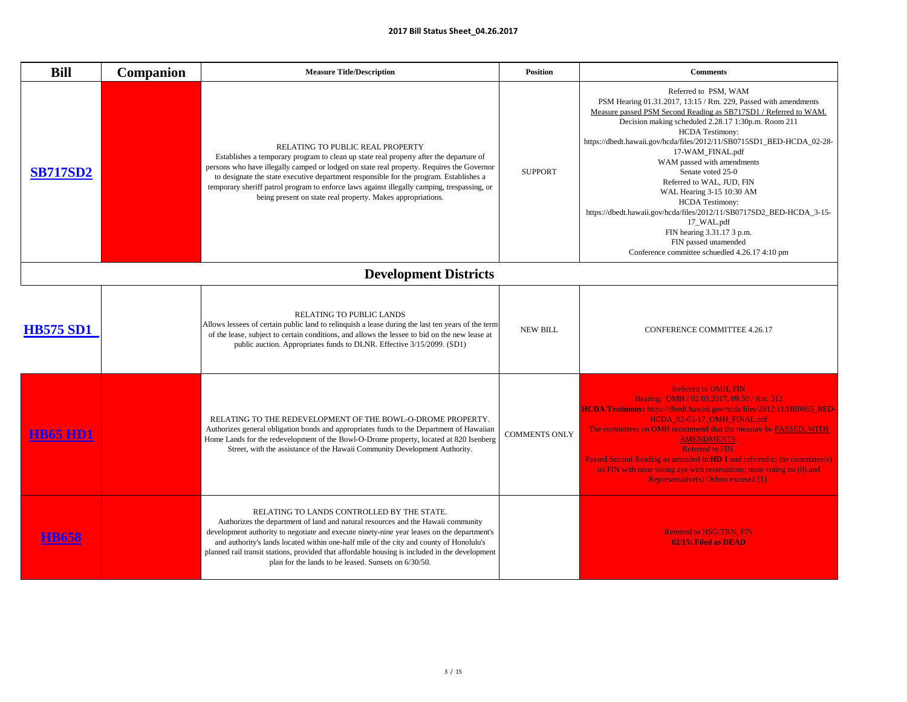**2017 Bill Status Sheet_04.26.2017**

| Bill | Companion | Measure Title/Description | Position | Comments |
|---|---|---|---|---|
| **SB717SD2** | | RELATING TO PUBLIC REAL PROPERTY<br>Establishes a temporary program to clean up state real property after the departure of persons who have illegally camped or lodged on state real property. Requires the Governor to designate the state executive department responsible for the program. Establishes a temporary sheriff patrol program to enforce laws against illegally camping, trespassing, or being present on state real property. Makes appropriations. | SUPPORT | Referred to PSM, WAM<br>PSM Hearing 01.31.2017, 13:15 / Rm. 229, Passed with amendments<br>Measure passed PSM Second Reading as SB717SD1 / Referred to WAM.<br>Decision making scheduled 2.28.17 1:30p.m. Room 211<br>HCDA Testimony:<br>https://dbedt.hawaii.gov/hcda/files/2012/11/SB0715SD1_BED-HCDA_02-28-17-WAM_FINAL.pdf<br>WAM passed with amendments<br>Senate voted 25-0<br>Referred to WAL, JUD, FIN<br>WAL Hearing 3-15 10:30 AM<br>HCDA Testimony:<br>https://dbedt.hawaii.gov/hcda/files/2012/11/SB0717SD2_BED-HCDA_3-15-17_WAL.pdf<br>FIN hearing 3.31.17 3 p.m.<br>FIN passed unamended<br>Conference committee schuedled 4.26.17 4:10 pm |
| **Development Districts** | | | | |
| **HB575 SD1** | | RELATING TO PUBLIC LANDS<br>Allows lessees of certain public land to relinquish a lease during the last ten years of the term of the lease, subject to certain conditions, and allows the lessee to bid on the new lease at public auction. Appropriates funds to DLNR. Effective 3/15/2099. (SD1) | NEW BILL | CONFERENCE COMMITTEE 4.26.17 |
| **HB65 HD1** | | RELATING TO THE REDEVELOPMENT OF THE BOWL-O-DROME PROPERTY.<br>Authorizes general obligation bonds and appropriates funds to the Department of Hawaiian Home Lands for the redevelopment of the Bowl-O-Drome property, located at 820 Isenberg Street, with the assistance of the Hawaii Community Development Authority. | COMMENTS ONLY | Referred to OMH, FIN<br>Hearing: OMH / 02.03.2017, 09:30 / Rm. 312<br>**HCDA Testimony:** https://dbedt.hawaii.gov/hcda/files/2012/11/HB0065_BED-HCDA_02-03-17_OMH_FINAL.pdf<br>The committees on OMH recommend that the measure be PASSED, WITH AMENDMENTS.<br>Referred to FIN.<br>Passed Second Reading as amended in **HD 1** and referred to the committee(s) on FIN with none voting aye with reservations; none voting no (0) and Representative(s) Oshiro excused (1). |
| **HB658** | | RELATING TO LANDS CONTROLLED BY THE STATE.<br>Authorizes the department of land and natural resources and the Hawaii community development authority to negotiate and execute ninety-nine year leases on the department's and authority's lands located within one-half mile of the city and county of Honolulu's planned rail transit stations, provided that affordable housing is included in the development plan for the lands to be leased. Sunsets on 6/30/50. | | Referred to HSG/TRN, FIN<br>**02/15: Filed as DEAD** |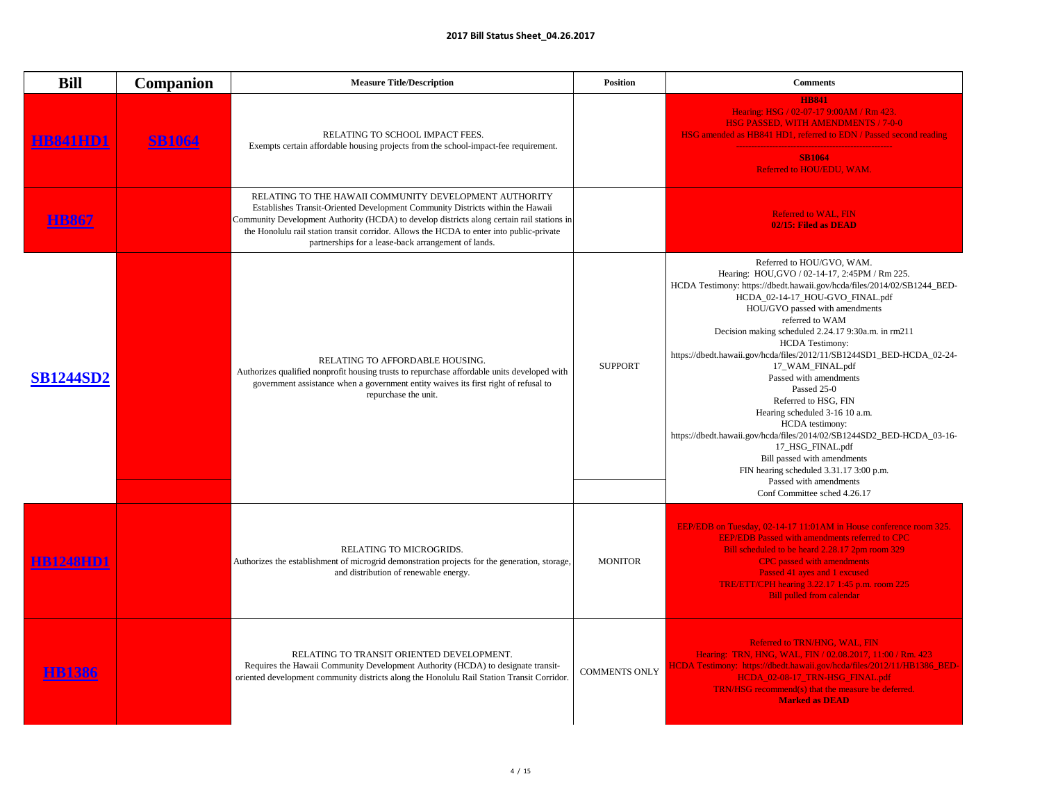| Bill | Companion | Measure Title/Description | Position | Comments |
|---|---|---|---|---|
| HB841HD1 | SB1064 | RELATING TO SCHOOL IMPACT FEES.<br>Exempts certain affordable housing projects from the school-impact-fee requirement. | | **HB841**<br>Hearing: HSG / 02-07-17 9:00AM / Rm 423.<br>HSG PASSED, WITH AMENDMENTS / 7-0-0<br>HSG amended as HB841 HD1, referred to EDN / Passed second reading<br>------------------------------------------------------<br>**SB1064**<br>Referred to HOU/EDU, WAM. |
| HB867 | | RELATING TO THE HAWAII COMMUNITY DEVELOPMENT AUTHORITY<br>Establishes Transit-Oriented Development Community Districts within the Hawaii Community Development Authority (HCDA) to develop districts along certain rail stations in the Honolulu rail station transit corridor. Allows the HCDA to enter into public-private partnerships for a lease-back arrangement of lands. | | Referred to WAL, FIN<br>**02/15: Filed as DEAD** |
| SB1244SD2 | | RELATING TO AFFORDABLE HOUSING.<br>Authorizes qualified nonprofit housing trusts to repurchase affordable units developed with government assistance when a government entity waives its first right of refusal to repurchase the unit. | SUPPORT | Referred to HOU/GVO, WAM.<br>Hearing: HOU,GVO / 02-14-17, 2:45PM / Rm 225.<br>HCDA Testimony: https://dbedt.hawaii.gov/hcda/files/2014/02/SB1244_BED-HCDA_02-14-17_HOU-GVO_FINAL.pdf<br>HOU/GVO passed with amendments<br>referred to WAM<br>Decision making scheduled 2.24.17 9:30a.m. in rm211<br>HCDA Testimony:<br>https://dbedt.hawaii.gov/hcda/files/2012/11/SB1244SD1_BED-HCDA_02-24-17_WAM_FINAL.pdf<br>Passed with amendments<br>Passed 25-0<br>Referred to HSG, FIN<br>Hearing scheduled 3-16 10 a.m.<br>HCDA testimony:<br>https://dbedt.hawaii.gov/hcda/files/2014/02/SB1244SD2_BED-HCDA_03-16-17_HSG_FINAL.pdf<br>Bill passed with amendments<br>FIN hearing scheduled 3.31.17 3:00 p.m.<br>Passed with amendments<br>Conf Committee sched 4.26.17 |
| HB1248HD1 | | RELATING TO MICROGRIDS.<br>Authorizes the establishment of microgrid demonstration projects for the generation, storage, and distribution of renewable energy. | MONITOR | EEP/EDB on Tuesday, 02-14-17 11:01AM in House conference room 325.<br>EEP/EDB Passed with amendments referred to CPC<br>Bill scheduled to be heard 2.28.17 2pm room 329<br>CPC passed with amendments<br>Passed 41 ayes and 1 excused<br>TRE/ETT/CPH hearing 3.22.17 1:45 p.m. room 225<br>Bill pulled from calendar |
| HB1386 | | RELATING TO TRANSIT ORIENTED DEVELOPMENT.<br>Requires the Hawaii Community Development Authority (HCDA) to designate transit-oriented development community districts along the Honolulu Rail Station Transit Corridor. | COMMENTS ONLY | Referred to TRN/HNG, WAL, FIN<br>Hearing: TRN, HNG, WAL, FIN / 02.08.2017, 11:00 / Rm. 423<br>HCDA Testimony: https://dbedt.hawaii.gov/hcda/files/2012/11/HB1386_BED-HCDA_02-08-17_TRN-HSG_FINAL.pdf<br>TRN/HSG recommend(s) that the measure be deferred.<br>**Marked as DEAD** |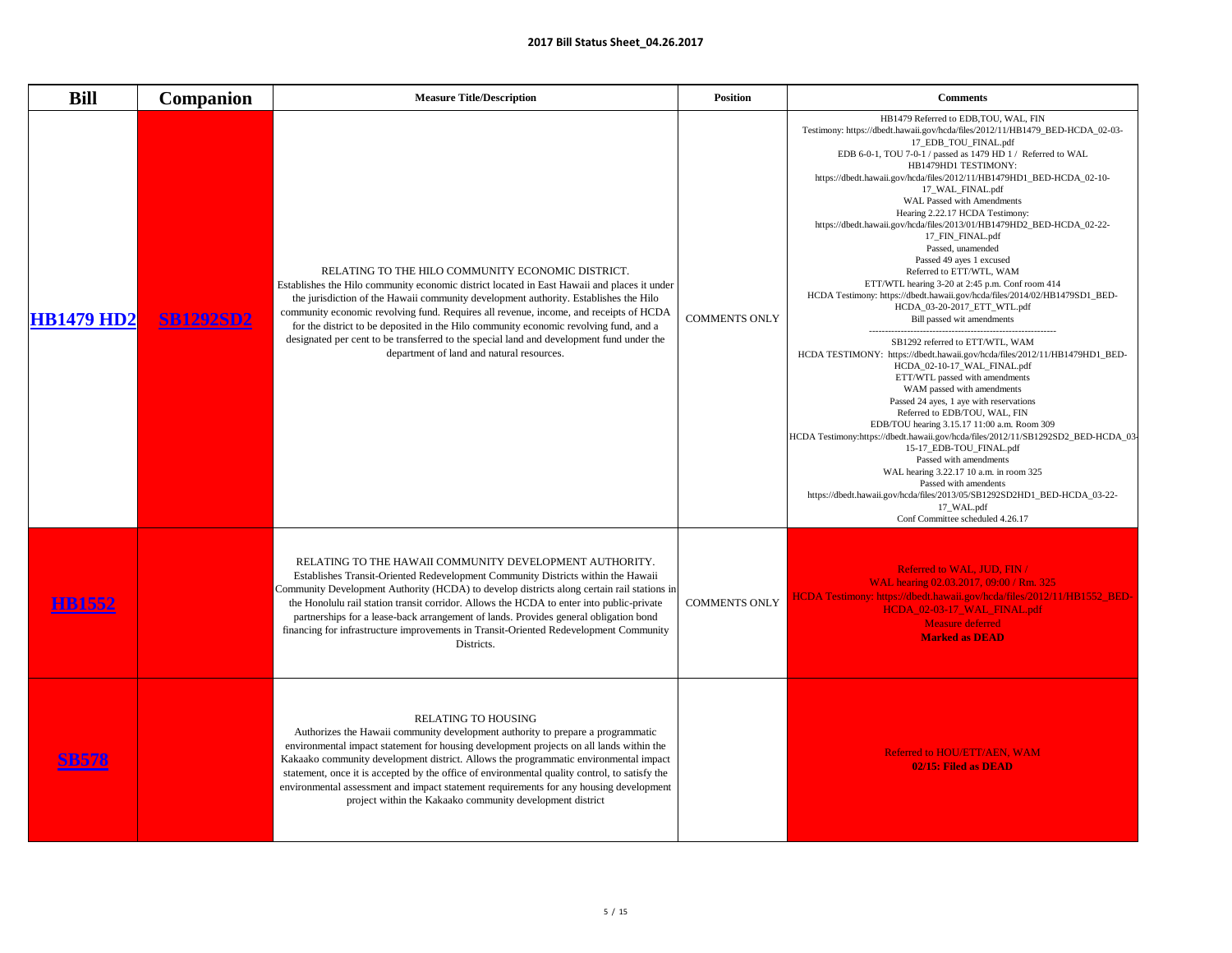**2017 Bill Status Sheet_04.26.2017**

| Bill | Companion | Measure Title/Description | Position | Comments |
|---|---|---|---|---|
| [HB1479 HD2] | [SB1292SD2] | RELATING TO THE HILO COMMUNITY ECONOMIC DISTRICT.<br>Establishes the Hilo community economic district located in East Hawaii and places it under the jurisdiction of the Hawaii community development authority. Establishes the Hilo community economic revolving fund. Requires all revenue, income, and receipts of HCDA for the district to be deposited in the Hilo community economic revolving fund, and a designated per cent to be transferred to the special land and development fund under the department of land and natural resources. | COMMENTS ONLY | HB1479 Referred to EDB,TOU, WAL, FIN<br>Testimony: https://dbedt.hawaii.gov/hcda/files/2012/11/HB1479_BED-HCDA_02-03-17_EDB_TOU_FINAL.pdf<br>EDB 6-0-1, TOU 7-0-1 / passed as 1479 HD 1 / Referred to WAL<br>HB1479HD1 TESTIMONY:<br>https://dbedt.hawaii.gov/hcda/files/2012/11/HB1479HD1_BED-HCDA_02-10-17_WAL_FINAL.pdf<br>WAL Passed with Amendments<br>Hearing 2.22.17 HCDA Testimony:<br>https://dbedt.hawaii.gov/hcda/files/2013/01/HB1479HD2_BED-HCDA_02-22-17_FIN_FINAL.pdf<br>Passed, unamended<br>Passed 49 ayes 1 excused<br>Referred to ETT/WTL, WAM<br>ETT/WTL hearing 3-20 at 2:45 p.m. Conf room 414<br>HCDA Testimony: https://dbedt.hawaii.gov/hcda/files/2014/02/HB1479SD1_BED-HCDA_03-20-2017_ETT_WTL.pdf<br>Bill passed wit amendments<br>------------------------------------------------------------<br>SB1292 referred to ETT/WTL, WAM<br>HCDA TESTIMONY: https://dbedt.hawaii.gov/hcda/files/2012/11/HB1479HD1_BED-HCDA_02-10-17_WAL_FINAL.pdf<br>ETT/WTL passed with amendments<br>WAM passed with amendments<br>Passed 24 ayes, 1 aye with reservations<br>Referred to EDB/TOU, WAL, FIN<br>EDB/TOU hearing 3.15.17 11:00 a.m. Room 309<br>HCDA Testimony:https://dbedt.hawaii.gov/hcda/files/2012/11/SB1292SD2_BED-HCDA_03-15-17_EDB-TOU_FINAL.pdf<br>Passed with amendments<br>WAL hearing 3.22.17 10 a.m. in room 325<br>Passed with amendents<br>https://dbedt.hawaii.gov/hcda/files/2013/05/SB1292SD2HD1_BED-HCDA_03-22-17_WAL.pdf<br>Conf Committee scheduled 4.26.17 |
| [HB1552] | | RELATING TO THE HAWAII COMMUNITY DEVELOPMENT AUTHORITY.<br>Establishes Transit-Oriented Redevelopment Community Districts within the Hawaii Community Development Authority (HCDA) to develop districts along certain rail stations in the Honolulu rail station transit corridor. Allows the HCDA to enter into public-private partnerships for a lease-back arrangement of lands. Provides general obligation bond financing for infrastructure improvements in Transit-Oriented Redevelopment Community Districts. | COMMENTS ONLY | Referred to WAL, JUD, FIN /<br>WAL hearing 02.03.2017, 09:00 / Rm. 325<br>HCDA Testimony: https://dbedt.hawaii.gov/hcda/files/2012/11/HB1552_BED-HCDA_02-03-17_WAL_FINAL.pdf<br>Measure deferred<br>**Marked as DEAD** |
| [SB578] | | RELATING TO HOUSING<br>Authorizes the Hawaii community development authority to prepare a programmatic environmental impact statement for housing development projects on all lands within the Kakaako community development district. Allows the programmatic environmental impact statement, once it is accepted by the office of environmental quality control, to satisfy the environmental assessment and impact statement requirements for any housing development project within the Kakaako community development district | | Referred to HOU/ETT/AEN, WAM<br>**02/15: Filed as DEAD** |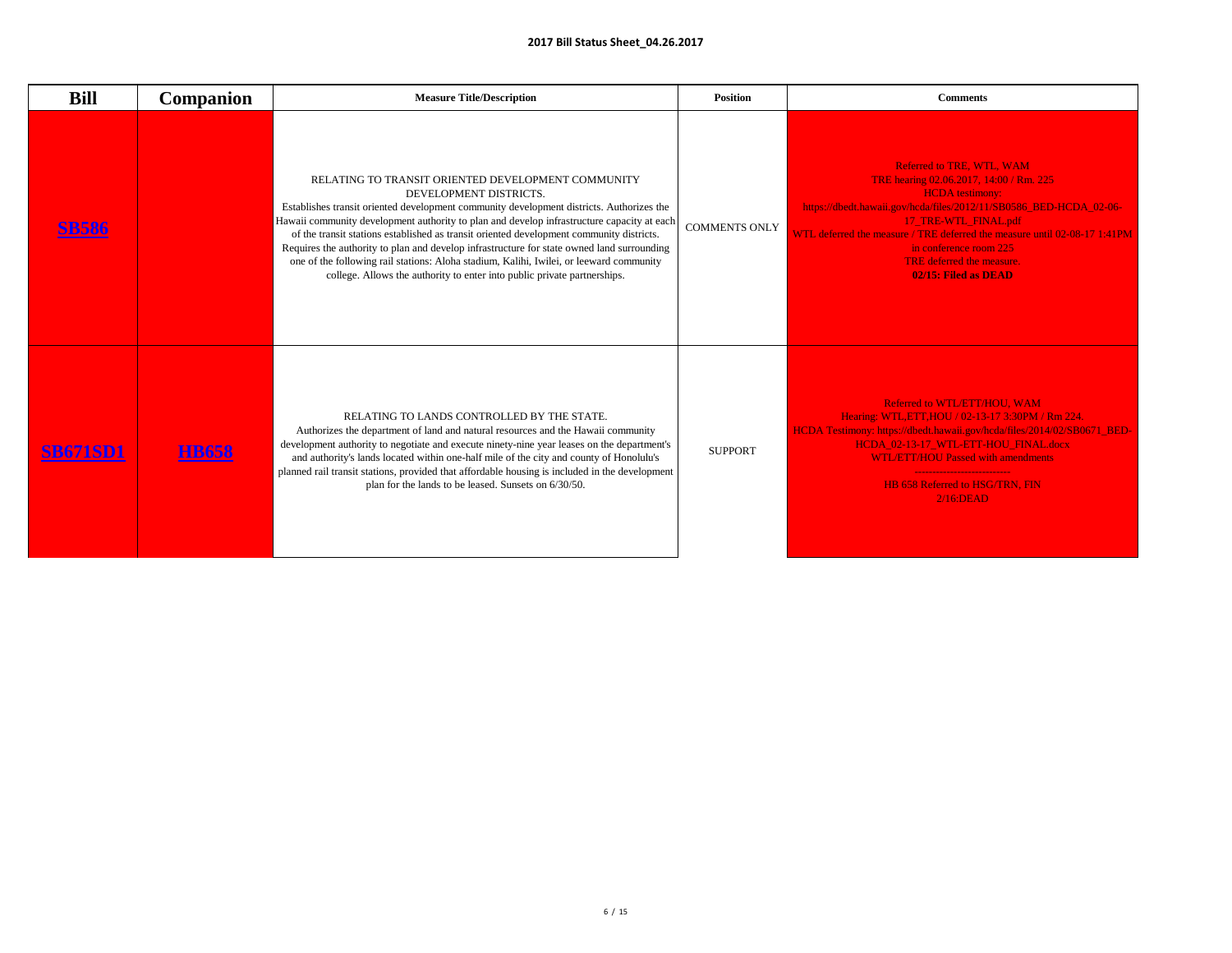**2017 Bill Status Sheet_04.26.2017**

| Bill | Companion | Measure Title/Description | Position | Comments |
|---|---|---|---|---|
| **SB586** | | RELATING TO TRANSIT ORIENTED DEVELOPMENT COMMUNITY DEVELOPMENT DISTRICTS.<br>Establishes transit oriented development community development districts. Authorizes the Hawaii community development authority to plan and develop infrastructure capacity at each of the transit stations established as transit oriented development community districts. Requires the authority to plan and develop infrastructure for state owned land surrounding one of the following rail stations: Aloha stadium, Kalihi, Iwilei, or leeward community college. Allows the authority to enter into public private partnerships. | COMMENTS ONLY | Referred to TRE, WTL, WAM<br>TRE hearing 02.06.2017, 14:00 / Rm. 225<br>HCDA testimony:<br>https://dbedt.hawaii.gov/hcda/files/2012/11/SB0586_BED-HCDA_02-06-17_TRE-WTL_FINAL.pdf<br>WTL deferred the measure / TRE deferred the measure until 02-08-17 1:41PM in conference room 225<br>TRE deferred the measure.<br>**02/15: Filed as DEAD** |
| **SB671SD1** | **HB658** | RELATING TO LANDS CONTROLLED BY THE STATE.<br>Authorizes the department of land and natural resources and the Hawaii community development authority to negotiate and execute ninety-nine year leases on the department's and authority's lands located within one-half mile of the city and county of Honolulu's planned rail transit stations, provided that affordable housing is included in the development plan for the lands to be leased. Sunsets on 6/30/50. | SUPPORT | Referred to WTL/ETT/HOU, WAM<br>Hearing: WTL,ETT,HOU / 02-13-17 3:30PM / Rm 224.<br>HCDA Testimony: https://dbedt.hawaii.gov/hcda/files/2014/02/SB0671_BED-HCDA_02-13-17_WTL-ETT-HOU_FINAL.docx<br>WTL/ETT/HOU Passed with amendments<br>---------------------------<br>HB 658 Referred to HSG/TRN, FIN<br>2/16:DEAD |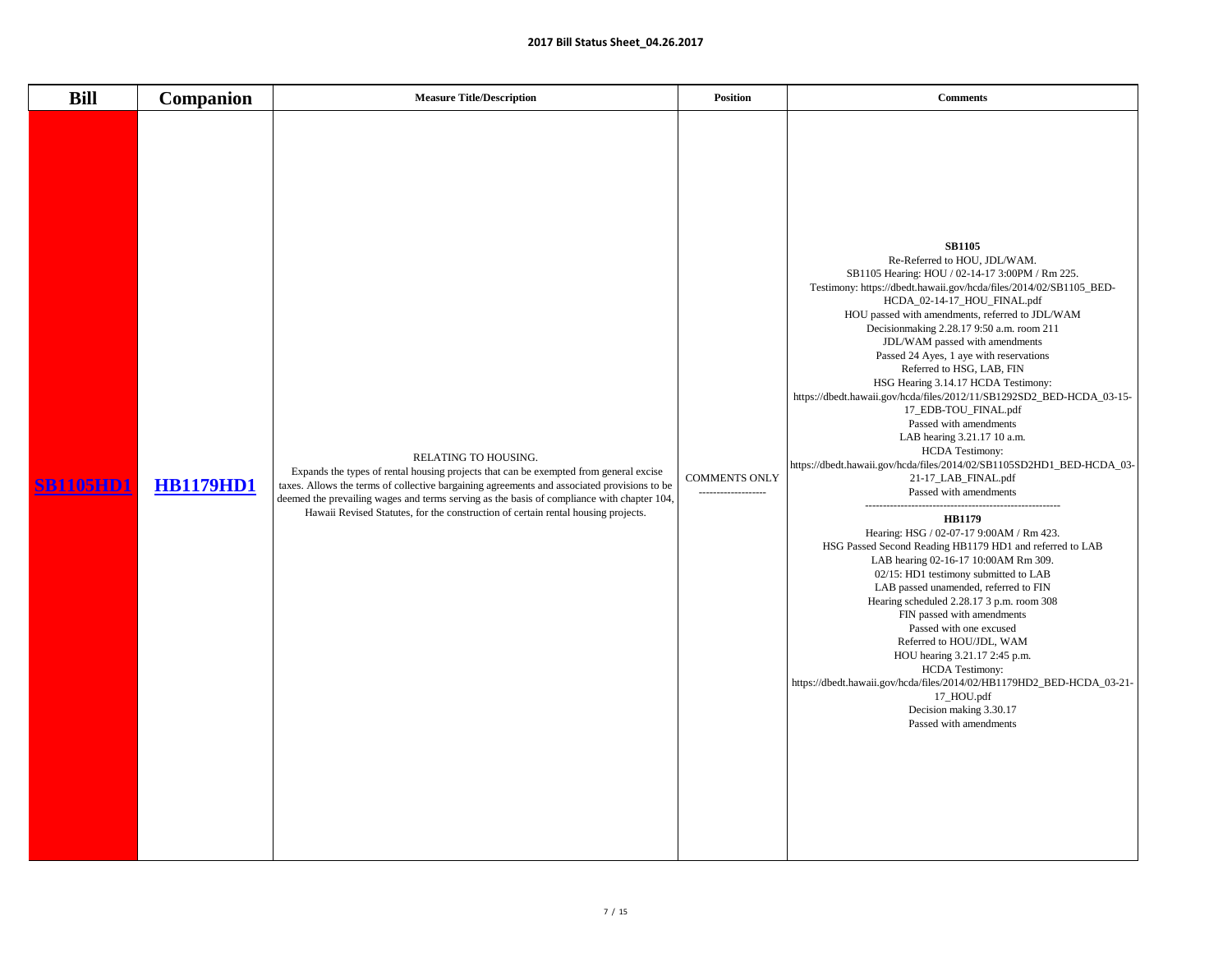| Bill | Companion | Measure Title/Description | Position | Comments |
|---|---|---|---|---|
| SB1105HD1 | HB1179HD1 | RELATING TO HOUSING.<br>Expands the types of rental housing projects that can be exempted from general excise taxes. Allows the terms of collective bargaining agreements and associated provisions to be deemed the prevailing wages and terms serving as the basis of compliance with chapter 104, Hawaii Revised Statutes, for the construction of certain rental housing projects. | COMMENTS ONLY<br>------------------- | **SB1105**<br>Re-Referred to HOU, JDL/WAM.<br>SB1105 Hearing: HOU / 02-14-17 3:00PM / Rm 225.<br>Testimony: https://dbedt.hawaii.gov/hcda/files/2014/02/SB1105_BED-HCDA_02-14-17_HOU_FINAL.pdf<br>HOU passed with amendments, referred to JDL/WAM<br>Decisionmaking 2.28.17 9:50 a.m. room 211<br>JDL/WAM passed with amendments<br>Passed 24 Ayes, 1 aye with reservations<br>Referred to HSG, LAB, FIN<br>HSG Hearing 3.14.17 HCDA Testimony:<br>https://dbedt.hawaii.gov/hcda/files/2012/11/SB1292SD2_BED-HCDA_03-15-17_EDB-TOU_FINAL.pdf<br>Passed with amendments<br>LAB hearing 3.21.17 10 a.m.<br>HCDA Testimony:<br>https://dbedt.hawaii.gov/hcda/files/2014/02/SB1105SD2HD1_BED-HCDA_03-21-17_LAB_FINAL.pdf<br>Passed with amendments<br>-------------------------------------------------------<br>**HB1179**<br>Hearing: HSG / 02-07-17 9:00AM / Rm 423.<br>HSG Passed Second Reading HB1179 HD1 and referred to LAB<br>LAB hearing 02-16-17 10:00AM Rm 309.<br>02/15: HD1 testimony submitted to LAB<br>LAB passed unamended, referred to FIN<br>Hearing scheduled 2.28.17 3 p.m. room 308<br>FIN passed with amendments<br>Passed with one excused<br>Referred to HOU/JDL, WAM<br>HOU hearing 3.21.17 2:45 p.m.<br>HCDA Testimony:<br>https://dbedt.hawaii.gov/hcda/files/2014/02/HB1179HD2_BED-HCDA_03-21-17_HOU.pdf<br>Decision making 3.30.17<br>Passed with amendments |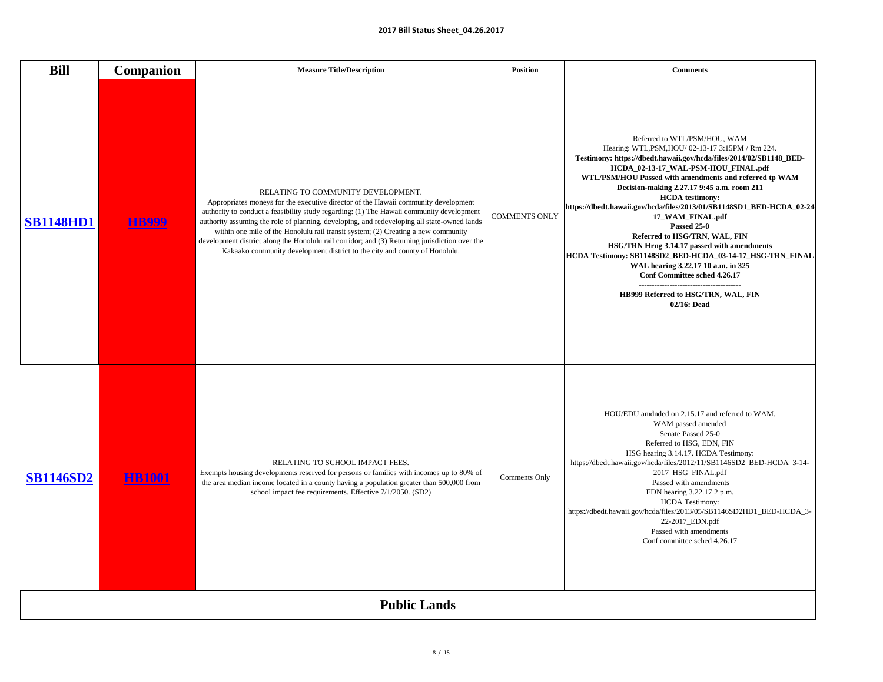| Bill | Companion | Measure Title/Description | Position | Comments |
|---|---|---|---|---|
| SB1148HD1 | HB999 | RELATING TO COMMUNITY DEVELOPMENT.<br>Appropriates moneys for the executive director of the Hawaii community development authority to conduct a feasibility study regarding: (1) The Hawaii community development authority assuming the role of planning, developing, and redeveloping all state-owned lands within one mile of the Honolulu rail transit system; (2) Creating a new community development district along the Honolulu rail corridor; and (3) Returning jurisdiction over the Kakaako community development district to the city and county of Honolulu. | COMMENTS ONLY | Referred to WTL/PSM/HOU, WAM<br>Hearing: WTL,PSM,HOU/ 02-13-17 3:15PM / Rm 224.<br>**Testimony: https://dbedt.hawaii.gov/hcda/files/2014/02/SB1148_BED-HCDA_02-13-17_WAL-PSM-HOU_FINAL.pdf**<br>**WTL/PSM/HOU Passed with amendments and referred tp WAM**<br>**Decision-making 2.27.17 9:45 a.m. room 211**<br>**HCDA testimony:**<br>**https://dbedt.hawaii.gov/hcda/files/2013/01/SB1148SD1_BED-HCDA_02-24-17_WAM_FINAL.pdf**<br>**Passed 25-0**<br>**Referred to HSG/TRN, WAL, FIN**<br>**HSG/TRN Hrng 3.14.17 passed with amendments**<br>**HCDA Testimony: SB1148SD2_BED-HCDA_03-14-17_HSG-TRN_FINAL**<br>**WAL hearing 3.22.17 10 a.m. in 325**<br>**Conf Committee sched 4.26.17**<br>---------------------------------------<br>**HB999 Referred to HSG/TRN, WAL, FIN**<br>**02/16: Dead** |
| SB1146SD2 | HB1001 | RELATING TO SCHOOL IMPACT FEES.<br>Exempts housing developments reserved for persons or families with incomes up to 80% of the area median income located in a county having a population greater than 500,000 from school impact fee requirements. Effective 7/1/2050. (SD2) | Comments Only | HOU/EDU amdnded on 2.15.17 and referred to WAM.<br>WAM passed amended<br>Senate Passed 25-0<br>Referred to HSG, EDN, FIN<br>HSG hearing 3.14.17. HCDA Testimony:<br>https://dbedt.hawaii.gov/hcda/files/2012/11/SB1146SD2_BED-HCDA_3-14-2017_HSG_FINAL.pdf<br>Passed with amendments<br>EDN hearing 3.22.17 2 p.m.<br>HCDA Testimony:<br>https://dbedt.hawaii.gov/hcda/files/2013/05/SB1146SD2HD1_BED-HCDA_3-22-2017_EDN.pdf<br>Passed with amendments<br>Conf committee sched 4.26.17 |

## Public Lands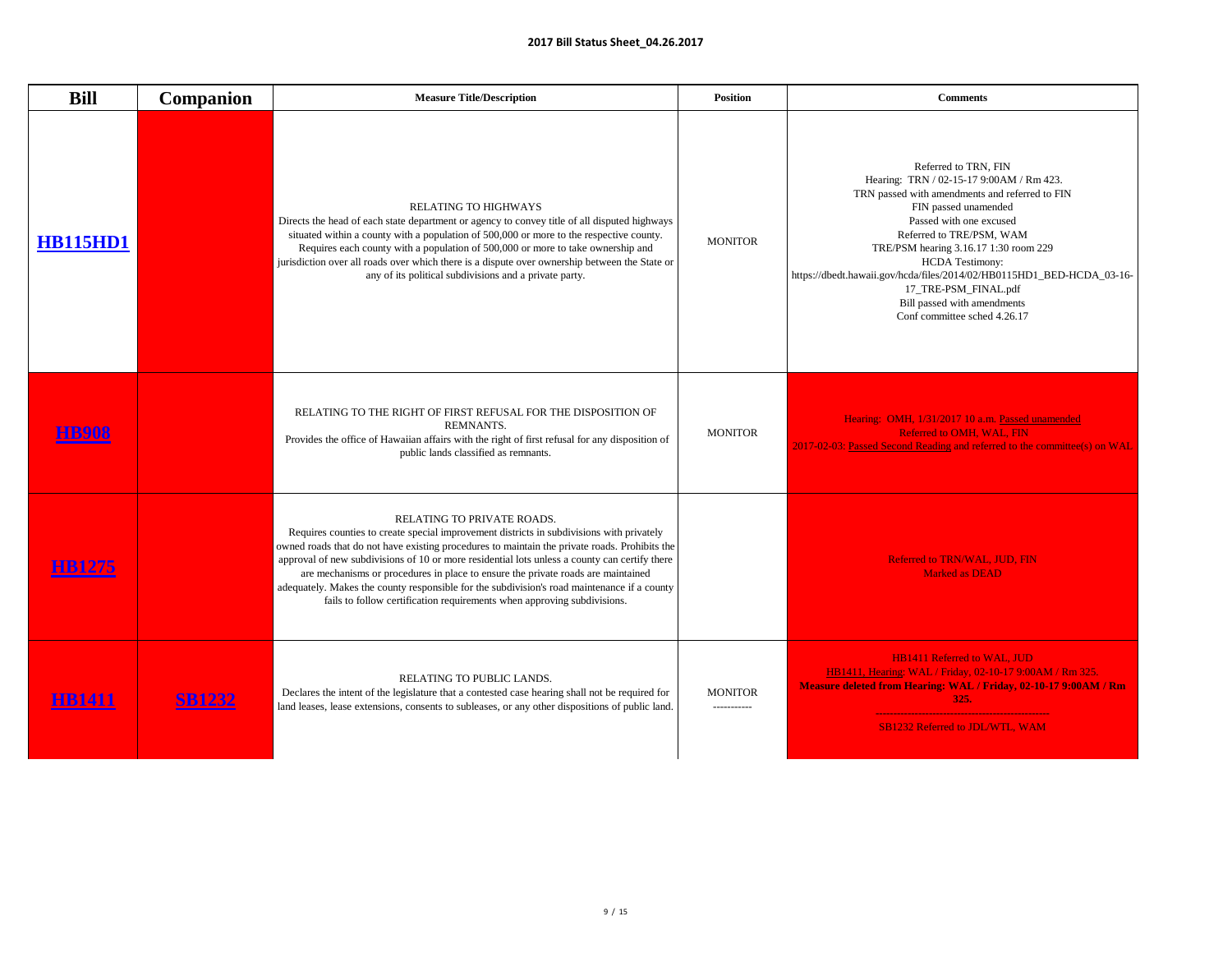**2017 Bill Status Sheet_04.26.2017**

| Bill | Companion | Measure Title/Description | Position | Comments |
|---|---|---|---|---|
| HB115HD1 | | RELATING TO HIGHWAYS<br>Directs the head of each state department or agency to convey title of all disputed highways situated within a county with a population of 500,000 or more to the respective county. Requires each county with a population of 500,000 or more to take ownership and jurisdiction over all roads over which there is a dispute over ownership between the State or any of its political subdivisions and a private party. | MONITOR | Referred to TRN, FIN<br>Hearing: TRN / 02-15-17 9:00AM / Rm 423.<br>TRN passed with amendments and referred to FIN<br>FIN passed unamended<br>Passed with one excused<br>Referred to TRE/PSM, WAM<br>TRE/PSM hearing 3.16.17 1:30 room 229<br>HCDA Testimony:<br>https://dbedt.hawaii.gov/hcda/files/2014/02/HB0115HD1_BED-HCDA_03-16-17_TRE-PSM_FINAL.pdf<br>Bill passed with amendments<br>Conf committee sched 4.26.17 |
| HB908 | | RELATING TO THE RIGHT OF FIRST REFUSAL FOR THE DISPOSITION OF REMNANTS.<br>Provides the office of Hawaiian affairs with the right of first refusal for any disposition of public lands classified as remnants. | MONITOR | Hearing: OMH, 1/31/2017 10 a.m. Passed unamended<br>Referred to OMH, WAL, FIN<br>2017-02-03: Passed Second Reading and referred to the committee(s) on WAL |
| HB1275 | | RELATING TO PRIVATE ROADS.<br>Requires counties to create special improvement districts in subdivisions with privately owned roads that do not have existing procedures to maintain the private roads. Prohibits the approval of new subdivisions of 10 or more residential lots unless a county can certify there are mechanisms or procedures in place to ensure the private roads are maintained adequately. Makes the county responsible for the subdivision's road maintenance if a county fails to follow certification requirements when approving subdivisions. | | Referred to TRN/WAL, JUD, FIN<br>Marked as DEAD |
| HB1411 | SB1232 | RELATING TO PUBLIC LANDS.<br>Declares the intent of the legislature that a contested case hearing shall not be required for land leases, lease extensions, consents to subleases, or any other dispositions of public land. | MONITOR<br>---------- | HB1411 Referred to WAL, JUD<br>HB1411, Hearing: WAL / Friday, 02-10-17 9:00AM / Rm 325.<br>**Measure deleted from Hearing: WAL / Friday, 02-10-17 9:00AM / Rm 325.**<br>--------------------------------------------------<br>SB1232 Referred to JDL/WTL, WAM |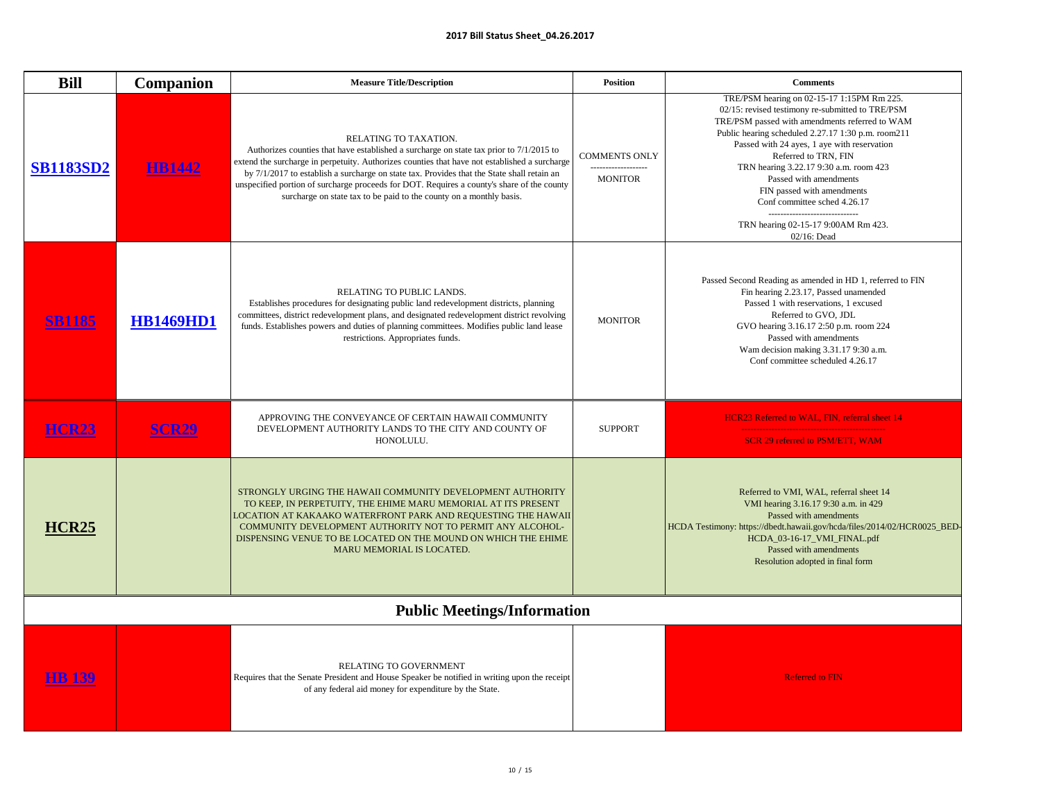## 2017 Bill Status Sheet_04.26.2017

| Bill | Companion | Measure Title/Description | Position | Comments |
|---|---|---|---|---|
| SB1183SD2 | HB1442 | RELATING TO TAXATION. Authorizes counties that have established a surcharge on state tax prior to 7/1/2015 to extend the surcharge in perpetuity. Authorizes counties that have not established a surcharge by 7/1/2017 to establish a surcharge on state tax. Provides that the State shall retain an unspecified portion of surcharge proceeds for DOT. Requires a county's share of the county surcharge on state tax to be paid to the county on a monthly basis. | COMMENTS ONLY ------------------ MONITOR | TRE/PSM hearing on 02-15-17 1:15PM Rm 225. 02/15: revised testimony re-submitted to TRE/PSM TRE/PSM passed with amendments referred to WAM Public hearing scheduled 2.27.17 1:30 p.m. room211 Passed with 24 ayes, 1 aye with reservation Referred to TRN, FIN TRN hearing 3.22.17 9:30 a.m. room 423 Passed with amendments FIN passed with amendments Conf committee sched 4.26.17 ------------------------------ TRN hearing 02-15-17 9:00AM Rm 423. 02/16: Dead |
| SB1185 | HB1469HD1 | RELATING TO PUBLIC LANDS. Establishes procedures for designating public land redevelopment districts, planning committees, district redevelopment plans, and designated redevelopment district revolving funds. Establishes powers and duties of planning committees. Modifies public land lease restrictions. Appropriates funds. | MONITOR | Passed Second Reading as amended in HD 1, referred to FIN Fin hearing 2.23.17, Passed unamended Passed 1 with reservations, 1 excused Referred to GVO, JDL GVO hearing 3.16.17 2:50 p.m. room 224 Passed with amendments Wam decision making 3.31.17 9:30 a.m. Conf committee scheduled 4.26.17 |
| HCR23 | SCR29 | APPROVING THE CONVEYANCE OF CERTAIN HAWAII COMMUNITY DEVELOPMENT AUTHORITY LANDS TO THE CITY AND COUNTY OF HONOLULU. | SUPPORT | HCR23 Referred to WAL, FIN, referral sheet 14 ------------------------------------------------ SCR 29 referred to PSM/ETT, WAM |
| HCR25 | | STRONGLY URGING THE HAWAII COMMUNITY DEVELOPMENT AUTHORITY TO KEEP, IN PERPETUITY, THE EHIME MARU MEMORIAL AT ITS PRESENT LOCATION AT KAKAAKO WATERFRONT PARK AND REQUESTING THE HAWAII COMMUNITY DEVELOPMENT AUTHORITY NOT TO PERMIT ANY ALCOHOL-DISPENSING VENUE TO BE LOCATED ON THE MOUND ON WHICH THE EHIME MARU MEMORIAL IS LOCATED. | | Referred to VMI, WAL, referral sheet 14 VMI hearing 3.16.17 9:30 a.m. in 429 Passed with amendments HCDA Testimony: https://dbedt.hawaii.gov/hcda/files/2014/02/HCR0025_BED-HCDA_03-16-17_VMI_FINAL.pdf Passed with amendments Resolution adopted in final form |
| **Public Meetings/Information** | | | | |
| HB 139 | | RELATING TO GOVERNMENT Requires that the Senate President and House Speaker be notified in writing upon the receipt of any federal aid money for expenditure by the State. | | Referred to FIN |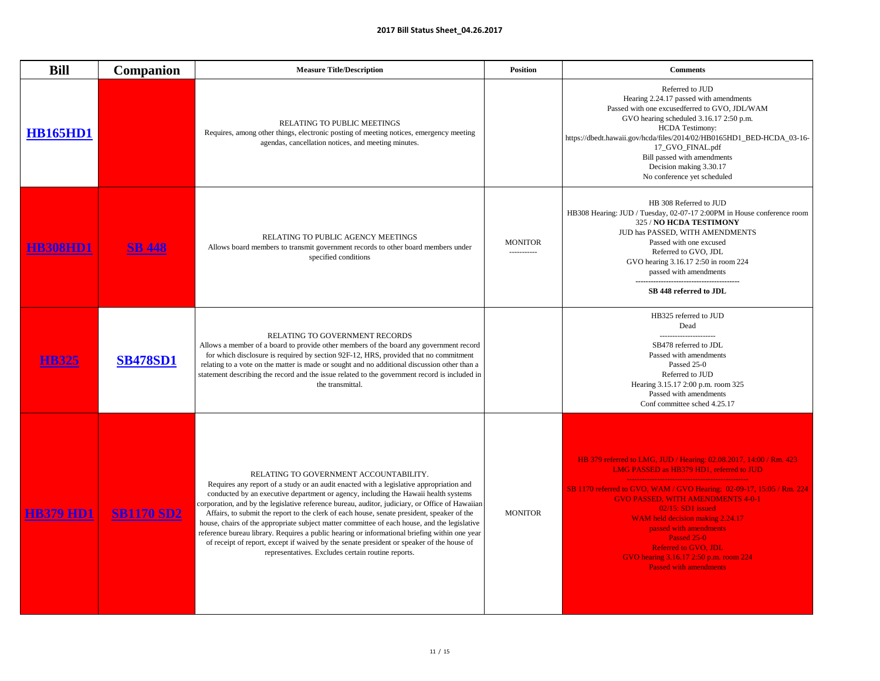**2017 Bill Status Sheet_04.26.2017**

| Bill | Companion | Measure Title/Description | Position | Comments |
|---|---|---|---|---|
| HB165HD1 | | RELATING TO PUBLIC MEETINGS<br>Requires, among other things, electronic posting of meeting notices, emergency meeting agendas, cancellation notices, and meeting minutes. | | Referred to JUD<br>Hearing 2.24.17 passed with amendments<br>Passed with one excusedferred to GVO, JDL/WAM<br>GVO hearing scheduled 3.16.17 2:50 p.m.<br>HCDA Testimony:<br>https://dbedt.hawaii.gov/hcda/files/2014/02/HB0165HD1_BED-HCDA_03-16-17_GVO_FINAL.pdf<br>Bill passed with amendments<br>Decision making 3.30.17<br>No conference yet scheduled |
| HB308HD1 | SB 448 | RELATING TO PUBLIC AGENCY MEETINGS<br>Allows board members to transmit government records to other board members under specified conditions | MONITOR<br>----------- | HB 308 Referred to JUD<br>HB308 Hearing: JUD / Tuesday, 02-07-17 2:00PM in House conference room 325 / **NO HCDA TESTIMONY**<br>JUD has PASSED, WITH AMENDMENTS<br>Passed with one excused<br>Referred to GVO, JDL<br>GVO hearing 3.16.17 2:50 in room 224<br>passed with amendments<br>-----------------------------------------<br>**SB 448 referred to JDL** |
| HB325 | SB478SD1 | RELATING TO GOVERNMENT RECORDS<br>Allows a member of a board to provide other members of the board any government record for which disclosure is required by section 92F-12, HRS, provided that no commitment relating to a vote on the matter is made or sought and no additional discussion other than a statement describing the record and the issue related to the government record is included in the transmittal. | | HB325 referred to JUD<br>Dead<br>----------------------<br>SB478 referred to JDL<br>Passed with amendments<br>Passed 25-0<br>Referred to JUD<br>Hearing 3.15.17 2:00 p.m. room 325<br>Passed with amendments<br>Conf committee sched 4.25.17 |
| HB379 HD1 | SB1170 SD2 | RELATING TO GOVERNMENT ACCOUNTABILITY.<br>Requires any report of a study or an audit enacted with a legislative appropriation and conducted by an executive department or agency, including the Hawaii health systems corporation, and by the legislative reference bureau, auditor, judiciary, or Office of Hawaiian Affairs, to submit the report to the clerk of each house, senate president, speaker of the house, chairs of the appropriate subject matter committee of each house, and the legislative reference bureau library. Requires a public hearing or informational briefing within one year of receipt of report, except if waived by the senate president or speaker of the house of representatives. Excludes certain routine reports. | MONITOR | HB 379 referred to LMG, JUD / Hearing: 02.08.2017, 14:00 / Rm. 423<br>LMG PASSED as HB379 HD1, referred to JUD<br>------------------------------------------------<br>SB 1170 referred to GVO, WAM / GVO Hearing: 02-09-17, 15:05 / Rm. 224<br>GVO PASSED, WITH AMENDMENTS 4-0-1<br>02/15: SD1 issued<br>WAM held decision making 2.24.17<br>passed with amendments<br>Passed 25-0<br>Referred to GVO, JDL<br>GVO hearing 3.16.17 2:50 p.m. room 224<br>Passed with amendments |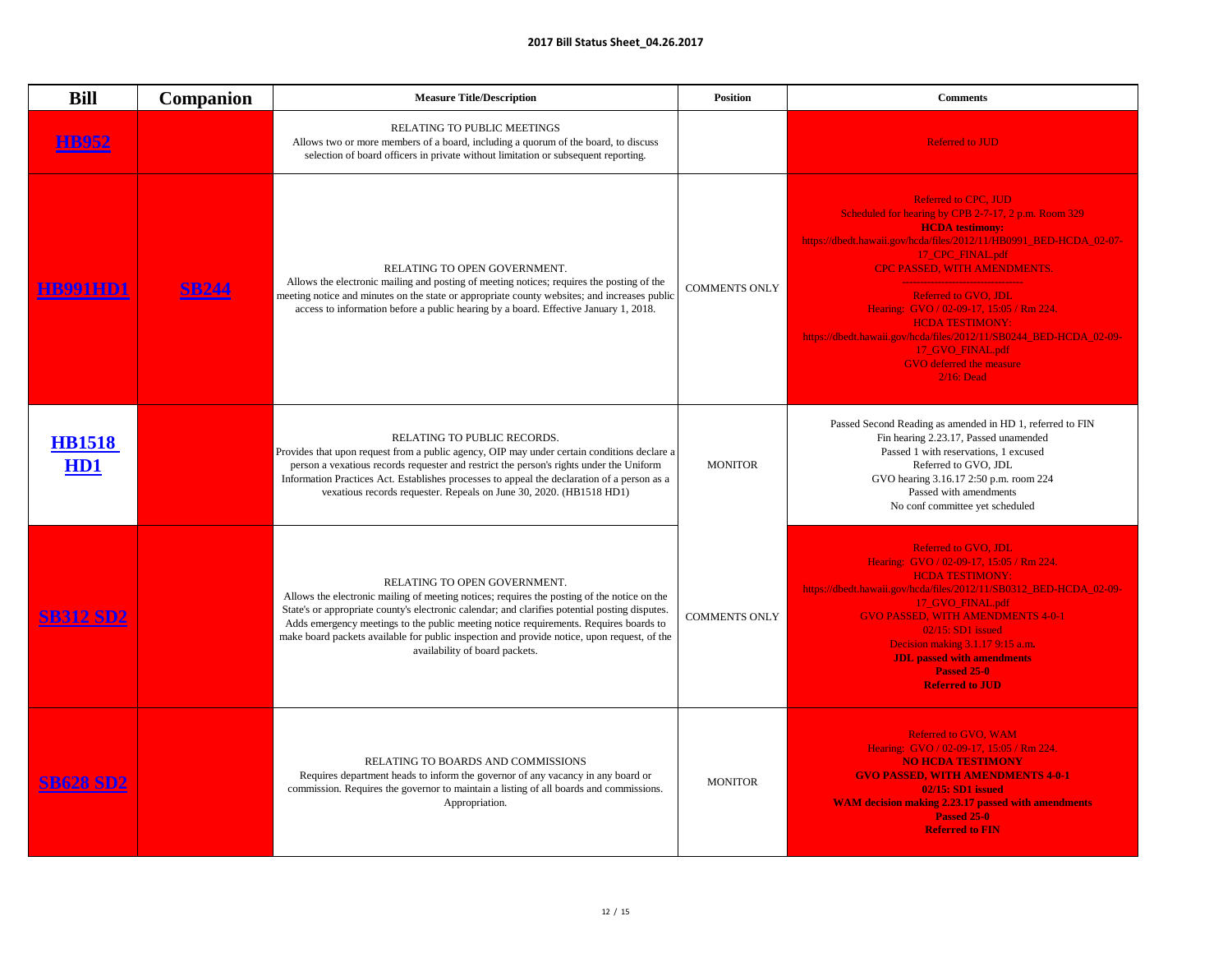**2017 Bill Status Sheet_04.26.2017**

| Bill | Companion | Measure Title/Description | Position | Comments |
|---|---|---|---|---|
| HB952 | | RELATING TO PUBLIC MEETINGS<br>Allows two or more members of a board, including a quorum of the board, to discuss selection of board officers in private without limitation or subsequent reporting. | | Referred to JUD |
| HB991HD1 | SB244 | RELATING TO OPEN GOVERNMENT.<br>Allows the electronic mailing and posting of meeting notices; requires the posting of the meeting notice and minutes on the state or appropriate county websites; and increases public access to information before a public hearing by a board. Effective January 1, 2018. | COMMENTS ONLY | Referred to CPC, JUD<br>Scheduled for hearing by CPB 2-7-17, 2 p.m. Room 329<br>**HCDA testimony:**<br>https://dbedt.hawaii.gov/hcda/files/2012/11/HB0991_BED-HCDA_02-07-17_CPC_FINAL.pdf<br>CPC PASSED, WITH AMENDMENTS.<br>----------------------------------<br>Referred to GVO, JDL<br>Hearing: GVO / 02-09-17, 15:05 / Rm 224.<br>HCDA TESTIMONY:<br>https://dbedt.hawaii.gov/hcda/files/2012/11/SB0244_BED-HCDA_02-09-17_GVO_FINAL.pdf<br>GVO deferred the measure<br>2/16: Dead |
| HB1518 HD1 | | RELATING TO PUBLIC RECORDS.<br>Provides that upon request from a public agency, OIP may under certain conditions declare a person a vexatious records requester and restrict the person's rights under the Uniform Information Practices Act. Establishes processes to appeal the declaration of a person as a vexatious records requester. Repeals on June 30, 2020. (HB1518 HD1) | MONITOR | Passed Second Reading as amended in HD 1, referred to FIN<br>Fin hearing 2.23.17, Passed unamended<br>Passed 1 with reservations, 1 excused<br>Referred to GVO, JDL<br>GVO hearing 3.16.17 2:50 p.m. room 224<br>Passed with amendments<br>No conf committee yet scheduled |
| SB312 SD2 | | RELATING TO OPEN GOVERNMENT.<br>Allows the electronic mailing of meeting notices; requires the posting of the notice on the State's or appropriate county's electronic calendar; and clarifies potential posting disputes. Adds emergency meetings to the public meeting notice requirements. Requires boards to make board packets available for public inspection and provide notice, upon request, of the availability of board packets. | COMMENTS ONLY | Referred to GVO, JDL<br>Hearing: GVO / 02-09-17, 15:05 / Rm 224.<br>HCDA TESTIMONY:<br>https://dbedt.hawaii.gov/hcda/files/2012/11/SB0312_BED-HCDA_02-09-17_GVO_FINAL.pdf<br>GVO PASSED, WITH AMENDMENTS 4-0-1<br>02/15: SD1 issued<br>Decision making 3.1.17 9:15 a.m.<br>**JDL passed with amendments**<br>**Passed 25-0**<br>**Referred to JUD** |
| SB628 SD2 | | RELATING TO BOARDS AND COMMISSIONS<br>Requires department heads to inform the governor of any vacancy in any board or commission. Requires the governor to maintain a listing of all boards and commissions. Appropriation. | MONITOR | Referred to GVO, WAM<br>Hearing: GVO / 02-09-17, 15:05 / Rm 224.<br>**NO HCDA TESTIMONY**<br>**GVO PASSED, WITH AMENDMENTS 4-0-1**<br>**02/15: SD1 issued**<br>**WAM decision making 2.23.17 passed with amendments**<br>**Passed 25-0**<br>**Referred to FIN** |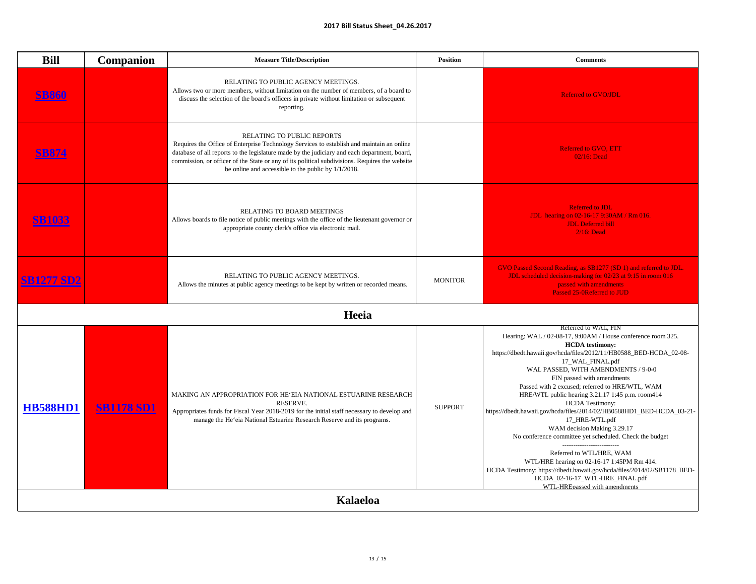**2017 Bill Status Sheet_04.26.2017**

| Bill | Companion | Measure Title/Description | Position | Comments |
|---|---|---|---|---|
| SB860 | | RELATING TO PUBLIC AGENCY MEETINGS.<br>Allows two or more members, without limitation on the number of members, of a board to discuss the selection of the board's officers in private without limitation or subsequent reporting. | | Referred to GVO/JDL |
| SB874 | | RELATING TO PUBLIC REPORTS<br>Requires the Office of Enterprise Technology Services to establish and maintain an online database of all reports to the legislature made by the judiciary and each department, board, commission, or officer of the State or any of its political subdivisions. Requires the website be online and accessible to the public by 1/1/2018. | | Referred to GVO, ETT<br>02/16: Dead |
| SB1033 | | RELATING TO BOARD MEETINGS<br>Allows boards to file notice of public meetings with the office of the lieutenant governor or appropriate county clerk's office via electronic mail. | | Referred to JDL<br>JDL hearing on 02-16-17 9:30AM / Rm 016.<br>JDL Deferred bill<br>2/16: Dead |
| SB1277 SD2 | | RELATING TO PUBLIC AGENCY MEETINGS.<br>Allows the minutes at public agency meetings to be kept by written or recorded means. | MONITOR | GVO Passed Second Reading, as SB1277 (SD 1) and referred to JDL.<br>JDL scheduled decision-making for 02/23 at 9:15 in room 016<br>passed with amendments<br>Passed 25-0Referred to JUD |
| **Heeia** | | | | |
| HB588HD1 | SB1178 SD1 | MAKING AN APPROPRIATION FOR HE'EIA NATIONAL ESTUARINE RESEARCH RESERVE.<br>Appropriates funds for Fiscal Year 2018-2019 for the initial staff necessary to develop and manage the He'eia National Estuarine Research Reserve and its programs. | SUPPORT | Referred to WAL, FIN<br>Hearing: WAL / 02-08-17, 9:00AM / House conference room 325.<br>**HCDA testimony:**<br>https://dbedt.hawaii.gov/hcda/files/2012/11/HB0588_BED-HCDA_02-08-17_WAL_FINAL.pdf<br>WAL PASSED, WITH AMENDMENTS / 9-0-0<br>FIN passed with amendments<br>Passed with 2 excused; referred to HRE/WTL, WAM<br>HRE/WTL public hearing 3.21.17 1:45 p.m. room414<br>HCDA Testimony:<br>https://dbedt.hawaii.gov/hcda/files/2014/02/HB0588HD1_BED-HCDA_03-21-17_HRE-WTL.pdf<br>WAM decision Making 3.29.17<br>No conference committee yet scheduled. Check the budget<br>--------------------------<br>Referred to WTL/HRE, WAM<br>WTL/HRE hearing on 02-16-17 1:45PM Rm 414.<br>HCDA Testimony: https://dbedt.hawaii.gov/hcda/files/2014/02/SB1178_BED-HCDA_02-16-17_WTL-HRE_FINAL.pdf<br>WTL-HREpassed with amendments |
| **Kalaeloa** | | | | |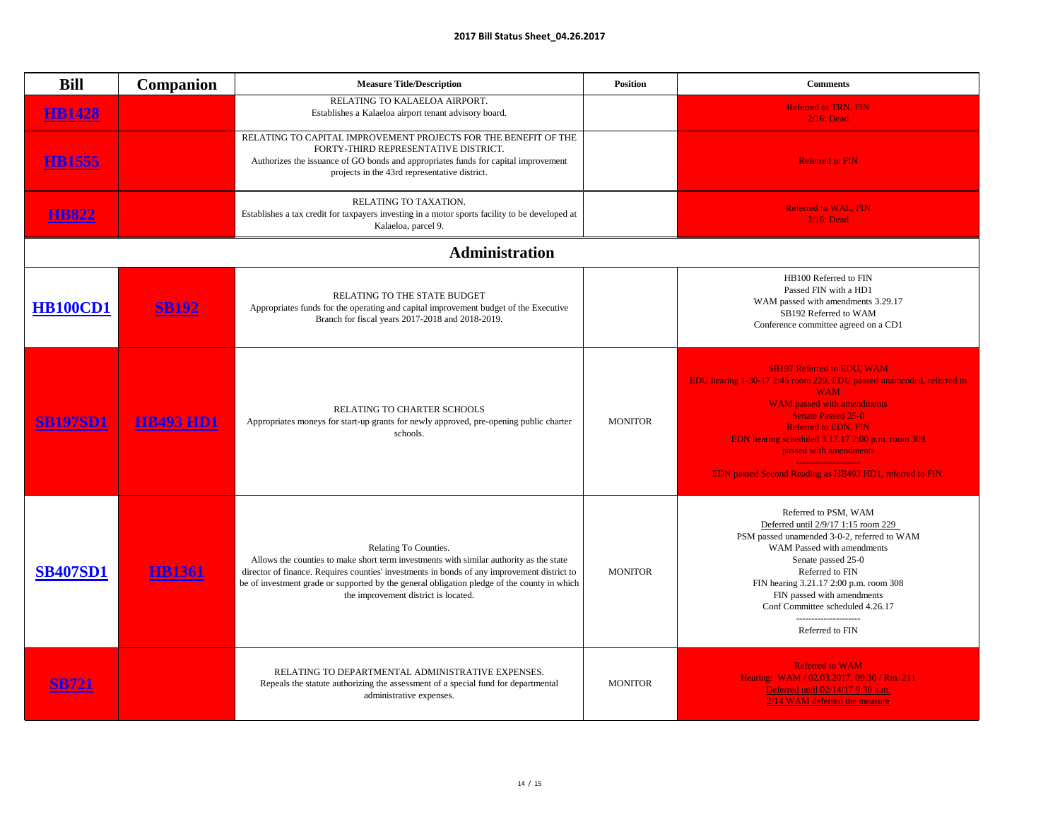| Bill | Companion | Measure Title/Description | Position | Comments |
|---|---|---|---|---|
| HB1428 | | RELATING TO KALAELOA AIRPORT.<br>Establishes a Kalaeloa airport tenant advisory board. | | Referred to TRN, FIN<br>2/16: Dead |
| HB1555 | | RELATING TO CAPITAL IMPROVEMENT PROJECTS FOR THE BENEFIT OF THE FORTY-THIRD REPRESENTATIVE DISTRICT.<br>Authorizes the issuance of GO bonds and appropriates funds for capital improvement projects in the 43rd representative district. | | Referred to FIN |
| HB822 | | RELATING TO TAXATION.<br>Establishes a tax credit for taxpayers investing in a motor sports facility to be developed at Kalaeloa, parcel 9. | | Referred to WAL, FIN<br>2/16: Dead |
| **Administration** | | | | |
| HB100CD1 | SB192 | RELATING TO THE STATE BUDGET<br>Appropriates funds for the operating and capital improvement budget of the Executive Branch for fiscal years 2017-2018 and 2018-2019. | | HB100 Referred to FIN<br>Passed FIN with a HD1<br>WAM passed with amendments 3.29.17<br>SB192 Referred to WAM<br>Conference committee agreed on a CD1 |
| SB197SD1 | HB493 HD1 | RELATING TO CHARTER SCHOOLS<br>Appropriates moneys for start-up grants for newly approved, pre-opening public charter schools. | MONITOR | SB197 Referred to EDU, WAM<br>EDU hearing 1-30-17 2:45 room 229, EDU passed unamended, referred to WAM<br>WAM passed with amendments<br>Senate Passed 25-0<br>Referred to EDN, FIN<br>EDN hearing scheduled 3.17.17 2:00 p.m. room 309<br>passed with amendments<br>--------------------<br>EDN passed Second Reading as HB493 HD1, referred to FIN. |
| SB407SD1 | HB1361 | Relating To Counties.<br>Allows the counties to make short term investments with similar authority as the state director of finance. Requires counties' investments in bonds of any improvement district to be of investment grade or supported by the general obligation pledge of the county in which the improvement district is located. | MONITOR | Referred to PSM, WAM<br>Deferred until 2/9/17 1:15 room 229<br>PSM passed unamended 3-0-2, referred to WAM<br>WAM Passed with amendments<br>Senate passed 25-0<br>Referred to FIN<br>FIN hearing 3.21.17 2:00 p.m. room 308<br>FIN passed with amendments<br>Conf Committee scheduled 4.26.17<br>--------------------<br>Referred to FIN |
| SB721 | | RELATING TO DEPARTMENTAL ADMINISTRATIVE EXPENSES.<br>Repeals the statute authorizing the assessment of a special fund for departmental administrative expenses. | MONITOR | Referred to WAM<br>Hearing: WAM / 02.03.2017, 09:30 / Rm. 211<br>Deferred until 02/14/17 9:30 a.m.<br>2/14 WAM deferred the measure |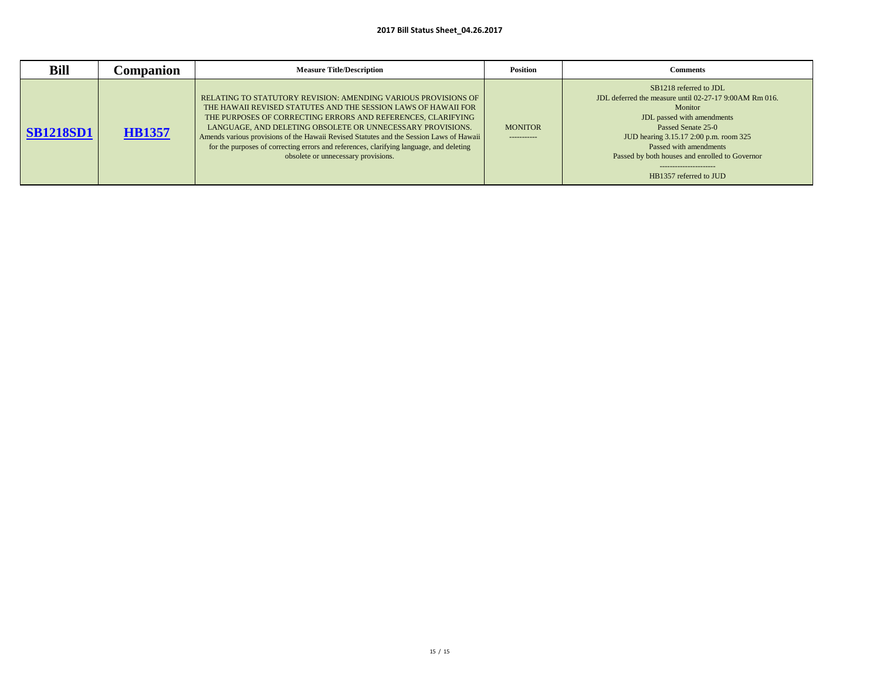| Bill | Companion | Measure Title/Description | Position | Comments |
|---|---|---|---|---|
| [SB1218SD1] | [HB1357] | RELATING TO STATUTORY REVISION: AMENDING VARIOUS PROVISIONS OF THE HAWAII REVISED STATUTES AND THE SESSION LAWS OF HAWAII FOR THE PURPOSES OF CORRECTING ERRORS AND REFERENCES, CLARIFYING LANGUAGE, AND DELETING OBSOLETE OR UNNECESSARY PROVISIONS. Amends various provisions of the Hawaii Revised Statutes and the Session Laws of Hawaii for the purposes of correcting errors and references, clarifying language, and deleting obsolete or unnecessary provisions. | MONITOR<br>----------- | SB1218 referred to JDL<br>JDL deferred the measure until 02-27-17 9:00AM Rm 016.<br>Monitor<br>JDL passed with amendments<br>Passed Senate 25-0<br>JUD hearing 3.15.17 2:00 p.m. room 325<br>Passed with amendments<br>Passed by both houses and enrolled to Governor<br>---------------------<br>HB1357 referred to JUD |